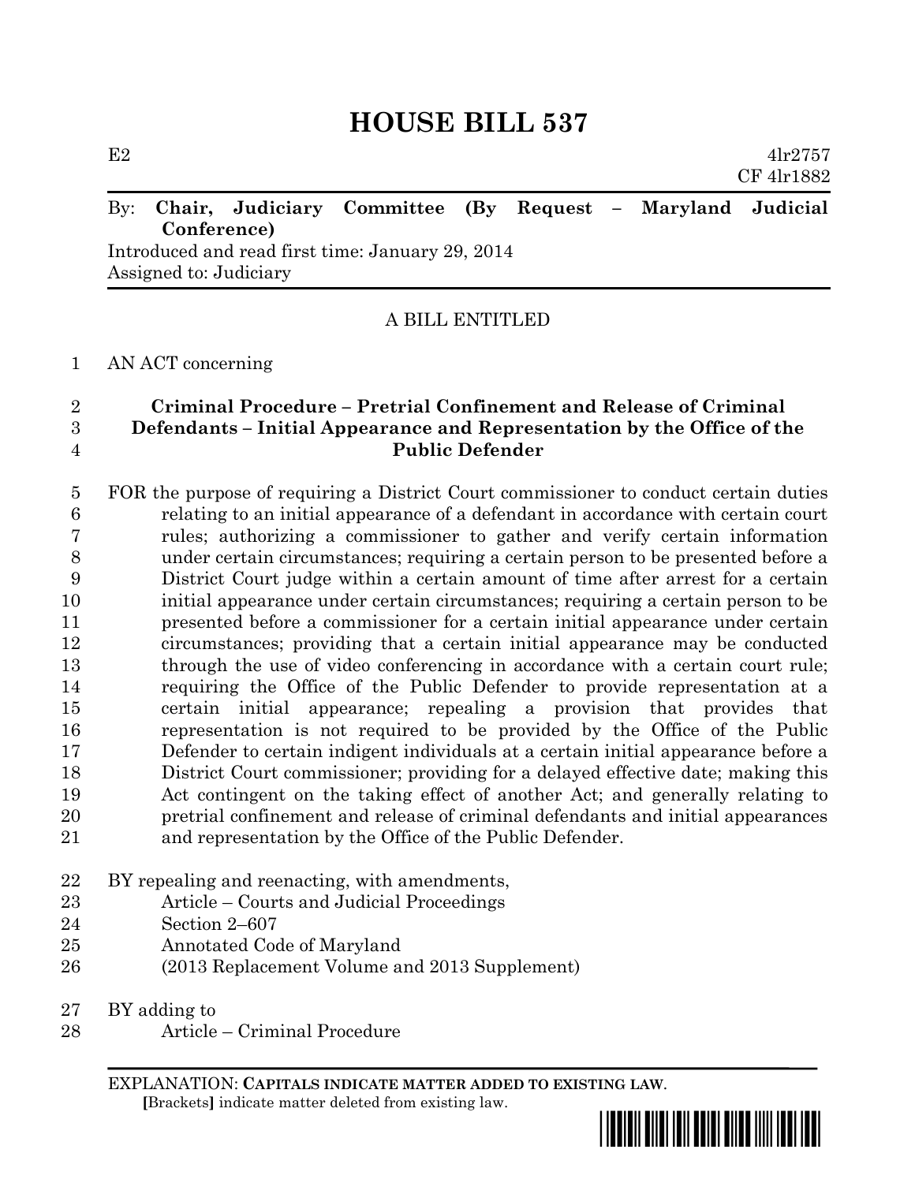# HOUSE BILL 537

E2 4lr2757
CF 4lr1882

By: **Chair, Judiciary Committee (By Request – Maryland Judicial Conference)**
Introduced and read first time: January 29, 2014
Assigned to: Judiciary

A BILL ENTITLED

1 AN ACT concerning

2 **Criminal Procedure – Pretrial Confinement and Release of Criminal**
3 **Defendants – Initial Appearance and Representation by the Office of the**
4 **Public Defender**

5 FOR the purpose of requiring a District Court commissioner to conduct certain duties
6 relating to an initial appearance of a defendant in accordance with certain court
7 rules; authorizing a commissioner to gather and verify certain information
8 under certain circumstances; requiring a certain person to be presented before a
9 District Court judge within a certain amount of time after arrest for a certain
10 initial appearance under certain circumstances; requiring a certain person to be
11 presented before a commissioner for a certain initial appearance under certain
12 circumstances; providing that a certain initial appearance may be conducted
13 through the use of video conferencing in accordance with a certain court rule;
14 requiring the Office of the Public Defender to provide representation at a
15 certain initial appearance; repealing a provision that provides that
16 representation is not required to be provided by the Office of the Public
17 Defender to certain indigent individuals at a certain initial appearance before a
18 District Court commissioner; providing for a delayed effective date; making this
19 Act contingent on the taking effect of another Act; and generally relating to
20 pretrial confinement and release of criminal defendants and initial appearances
21 and representation by the Office of the Public Defender.

22 BY repealing and reenacting, with amendments,
23 Article – Courts and Judicial Proceedings
24 Section 2–607
25 Annotated Code of Maryland
26 (2013 Replacement Volume and 2013 Supplement)

27 BY adding to
28 Article – Criminal Procedure

EXPLANATION: **CAPITALS INDICATE MATTER ADDED TO EXISTING LAW.**
**[**Brackets**]** indicate matter deleted from existing law.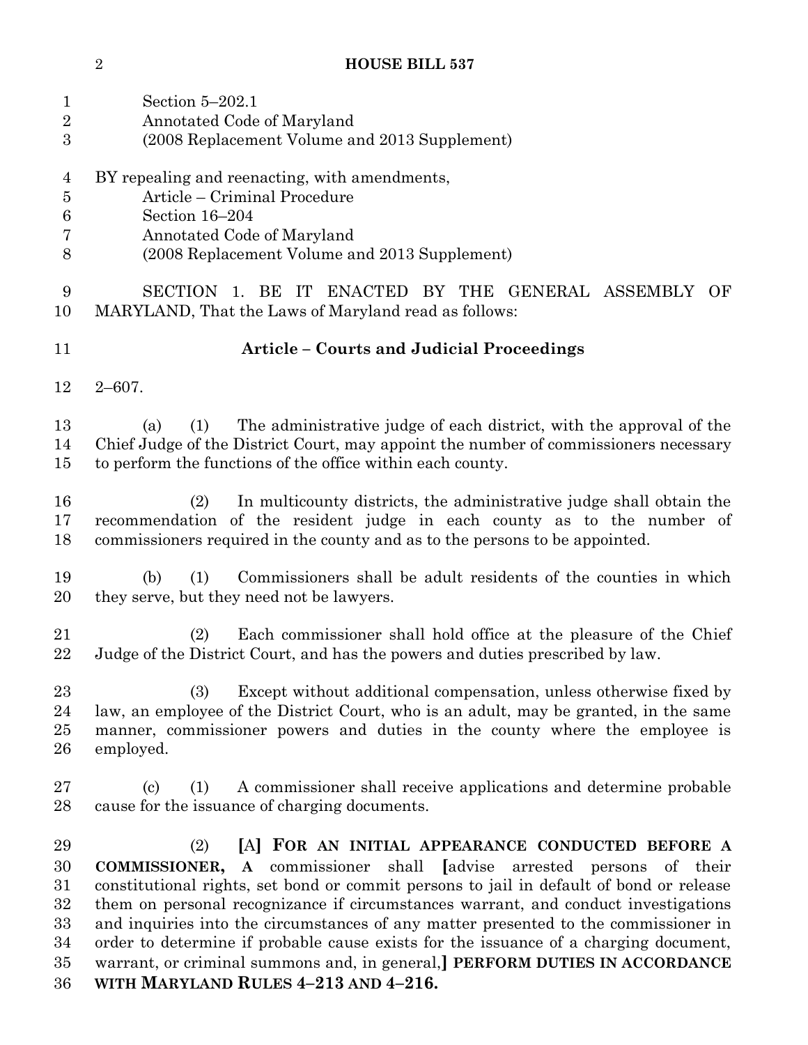Section 5–202.1
Annotated Code of Maryland
(2008 Replacement Volume and 2013 Supplement)

BY repealing and reenacting, with amendments,
Article – Criminal Procedure
Section 16–204
Annotated Code of Maryland
(2008 Replacement Volume and 2013 Supplement)

SECTION 1. BE IT ENACTED BY THE GENERAL ASSEMBLY OF MARYLAND, That the Laws of Maryland read as follows:

**Article – Courts and Judicial Proceedings**

2–607.

(a) (1) The administrative judge of each district, with the approval of the Chief Judge of the District Court, may appoint the number of commissioners necessary to perform the functions of the office within each county.

(2) In multicounty districts, the administrative judge shall obtain the recommendation of the resident judge in each county as to the number of commissioners required in the county and as to the persons to be appointed.

(b) (1) Commissioners shall be adult residents of the counties in which they serve, but they need not be lawyers.

(2) Each commissioner shall hold office at the pleasure of the Chief Judge of the District Court, and has the powers and duties prescribed by law.

(3) Except without additional compensation, unless otherwise fixed by law, an employee of the District Court, who is an adult, may be granted, in the same manner, commissioner powers and duties in the county where the employee is employed.

(c) (1) A commissioner shall receive applications and determine probable cause for the issuance of charging documents.

(2) **[**A**]** **FOR AN INITIAL APPEARANCE CONDUCTED BEFORE A COMMISSIONER, A** commissioner shall **[**advise arrested persons of their constitutional rights, set bond or commit persons to jail in default of bond or release them on personal recognizance if circumstances warrant, and conduct investigations and inquiries into the circumstances of any matter presented to the commissioner in order to determine if probable cause exists for the issuance of a charging document, warrant, or criminal summons and, in general,**]** **PERFORM DUTIES IN ACCORDANCE WITH MARYLAND RULES 4–213 AND 4–216.**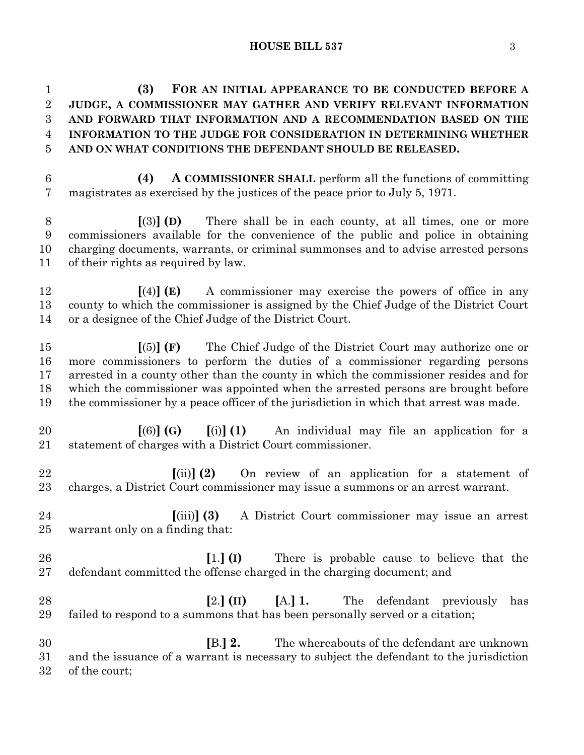**(3) FOR AN INITIAL APPEARANCE TO BE CONDUCTED BEFORE A JUDGE, A COMMISSIONER MAY GATHER AND VERIFY RELEVANT INFORMATION AND FORWARD THAT INFORMATION AND A RECOMMENDATION BASED ON THE INFORMATION TO THE JUDGE FOR CONSIDERATION IN DETERMINING WHETHER AND ON WHAT CONDITIONS THE DEFENDANT SHOULD BE RELEASED.**

**(4) A COMMISSIONER SHALL** perform all the functions of committing magistrates as exercised by the justices of the peace prior to July 5, 1971.

**[**(3)**] (D)** There shall be in each county, at all times, one or more commissioners available for the convenience of the public and police in obtaining charging documents, warrants, or criminal summonses and to advise arrested persons of their rights as required by law.

**[**(4)**] (E)** A commissioner may exercise the powers of office in any county to which the commissioner is assigned by the Chief Judge of the District Court or a designee of the Chief Judge of the District Court.

**[**(5)**] (F)** The Chief Judge of the District Court may authorize one or more commissioners to perform the duties of a commissioner regarding persons arrested in a county other than the county in which the commissioner resides and for which the commissioner was appointed when the arrested persons are brought before the commissioner by a peace officer of the jurisdiction in which that arrest was made.

**[**(6)**] (G)** **[**(i)**] (1)** An individual may file an application for a statement of charges with a District Court commissioner.

**[**(ii)**] (2)** On review of an application for a statement of charges, a District Court commissioner may issue a summons or an arrest warrant.

**[**(iii)**] (3)** A District Court commissioner may issue an arrest warrant only on a finding that:

**[**1.**] (I)** There is probable cause to believe that the defendant committed the offense charged in the charging document; and

**[**2.**] (II)** **[**A.**] 1.** The defendant previously has failed to respond to a summons that has been personally served or a citation;

**[**B.**] 2.** The whereabouts of the defendant are unknown and the issuance of a warrant is necessary to subject the defendant to the jurisdiction of the court;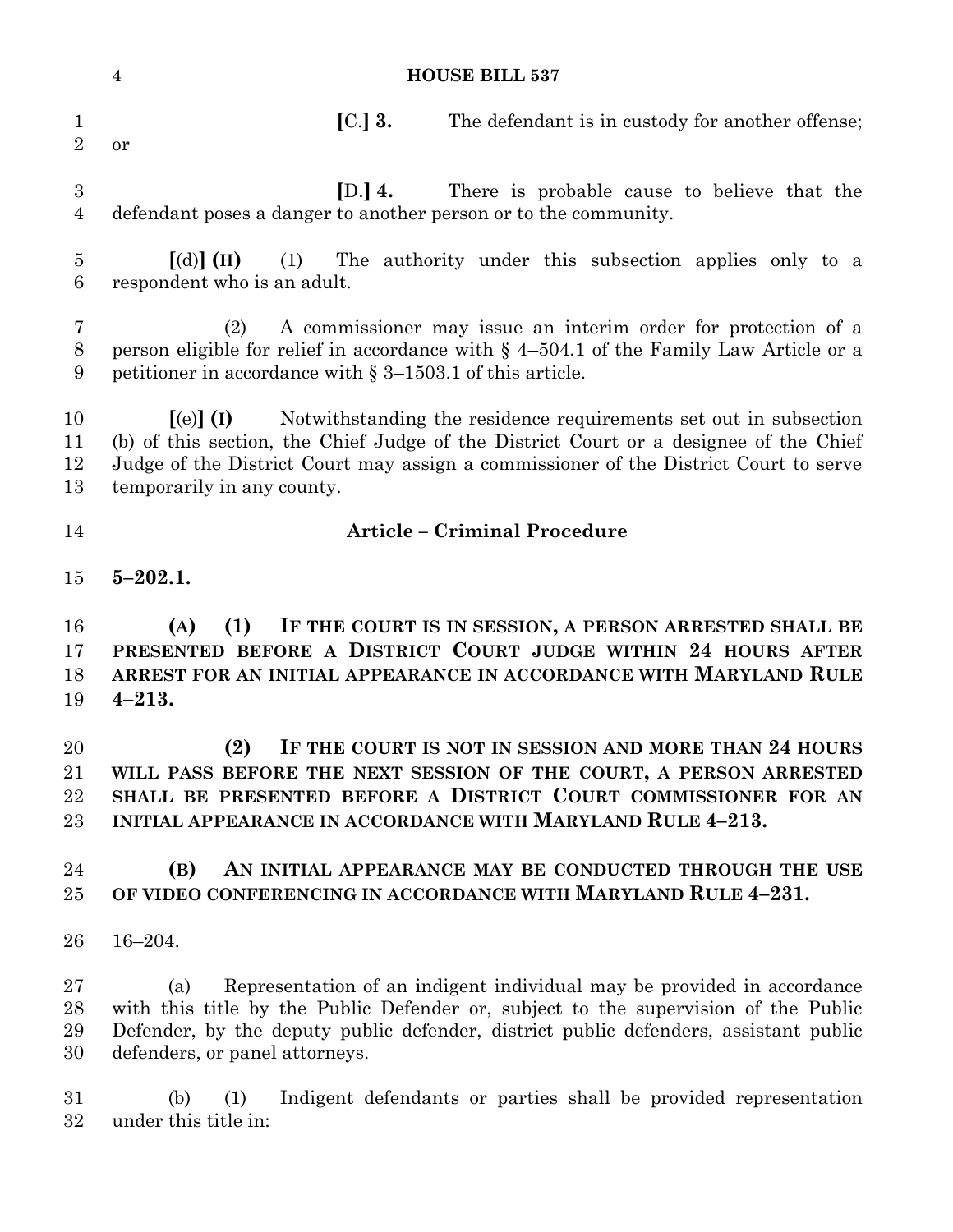**[**C.**] 3.** The defendant is in custody for another offense; or

**[**D.**] 4.** There is probable cause to believe that the defendant poses a danger to another person or to the community.

**[**(d)**] (H)** (1) The authority under this subsection applies only to a respondent who is an adult.

(2) A commissioner may issue an interim order for protection of a person eligible for relief in accordance with § 4–504.1 of the Family Law Article or a petitioner in accordance with § 3–1503.1 of this article.

**[**(e)**] (I)** Notwithstanding the residence requirements set out in subsection (b) of this section, the Chief Judge of the District Court or a designee of the Chief Judge of the District Court may assign a commissioner of the District Court to serve temporarily in any county.

## Article – Criminal Procedure

**5–202.1.**

**(A) (1) IF THE COURT IS IN SESSION, A PERSON ARRESTED SHALL BE PRESENTED BEFORE A DISTRICT COURT JUDGE WITHIN 24 HOURS AFTER ARREST FOR AN INITIAL APPEARANCE IN ACCORDANCE WITH MARYLAND RULE 4–213.**

**(2) IF THE COURT IS NOT IN SESSION AND MORE THAN 24 HOURS WILL PASS BEFORE THE NEXT SESSION OF THE COURT, A PERSON ARRESTED SHALL BE PRESENTED BEFORE A DISTRICT COURT COMMISSIONER FOR AN INITIAL APPEARANCE IN ACCORDANCE WITH MARYLAND RULE 4–213.**

**(B) AN INITIAL APPEARANCE MAY BE CONDUCTED THROUGH THE USE OF VIDEO CONFERENCING IN ACCORDANCE WITH MARYLAND RULE 4–231.**

16–204.

(a) Representation of an indigent individual may be provided in accordance with this title by the Public Defender or, subject to the supervision of the Public Defender, by the deputy public defender, district public defenders, assistant public defenders, or panel attorneys.

(b) (1) Indigent defendants or parties shall be provided representation under this title in: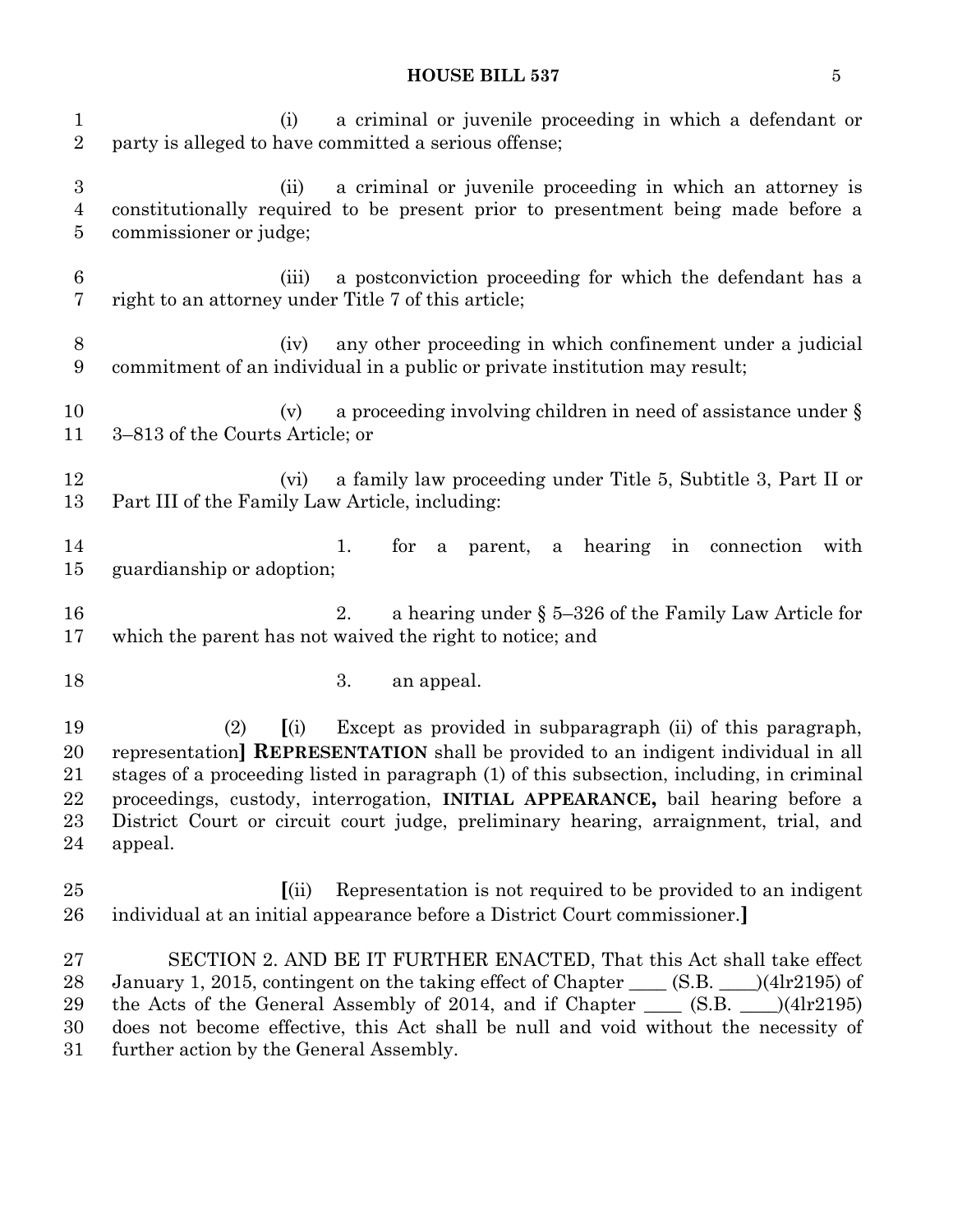(i) a criminal or juvenile proceeding in which a defendant or party is alleged to have committed a serious offense;

(ii) a criminal or juvenile proceeding in which an attorney is constitutionally required to be present prior to presentment being made before a commissioner or judge;

(iii) a postconviction proceeding for which the defendant has a right to an attorney under Title 7 of this article;

(iv) any other proceeding in which confinement under a judicial commitment of an individual in a public or private institution may result;

(v) a proceeding involving children in need of assistance under § 3–813 of the Courts Article; or

(vi) a family law proceeding under Title 5, Subtitle 3, Part II or Part III of the Family Law Article, including:

1. for a parent, a hearing in connection with guardianship or adoption;

2. a hearing under § 5–326 of the Family Law Article for which the parent has not waived the right to notice; and

3. an appeal.

(2) **[**(i) Except as provided in subparagraph (ii) of this paragraph, representation**]** **REPRESENTATION** shall be provided to an indigent individual in all stages of a proceeding listed in paragraph (1) of this subsection, including, in criminal proceedings, custody, interrogation, **INITIAL APPEARANCE,** bail hearing before a District Court or circuit court judge, preliminary hearing, arraignment, trial, and appeal.

**[**(ii) Representation is not required to be provided to an indigent individual at an initial appearance before a District Court commissioner.**]**

SECTION 2. AND BE IT FURTHER ENACTED, That this Act shall take effect January 1, 2015, contingent on the taking effect of Chapter ____ (S.B. ____)(4lr2195) of the Acts of the General Assembly of 2014, and if Chapter ____ (S.B. ____)(4lr2195) does not become effective, this Act shall be null and void without the necessity of further action by the General Assembly.